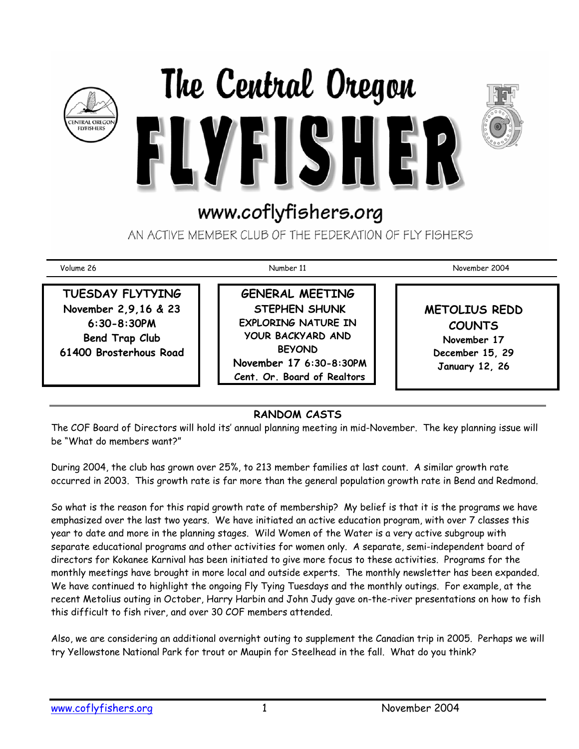# The Central Oregon FLYFISHER

www.coflyfishers.org

AN ACTIVE MEMBER CLUB OF THE FEDERATION OF FLY FISHERS

Volume 26 | Number 11 | November 2004

**TUESDAY FLYTYING**
**November 2,9,16 & 23**
**6:30-8:30PM**
**Bend Trap Club**
**61400 Brosterhous Road**

**GENERAL MEETING**
**STEPHEN SHUNK**
**EXPLORING NATURE IN YOUR BACKYARD AND BEYOND**
**November 17 6:30-8:30PM**
**Cent. Or. Board of Realtors**

**METOLIUS REDD COUNTS**
**November 17**
**December 15, 29**
**January 12, 26**

## RANDOM CASTS

The COF Board of Directors will hold its' annual planning meeting in mid-November. The key planning issue will be "What do members want?"

During 2004, the club has grown over 25%, to 213 member families at last count. A similar growth rate occurred in 2003. This growth rate is far more than the general population growth rate in Bend and Redmond.

So what is the reason for this rapid growth rate of membership? My belief is that it is the programs we have emphasized over the last two years. We have initiated an active education program, with over 7 classes this year to date and more in the planning stages. Wild Women of the Water is a very active subgroup with separate educational programs and other activities for women only. A separate, semi-independent board of directors for Kokanee Karnival has been initiated to give more focus to these activities. Programs for the monthly meetings have brought in more local and outside experts. The monthly newsletter has been expanded. We have continued to highlight the ongoing Fly Tying Tuesdays and the monthly outings. For example, at the recent Metolius outing in October, Harry Harbin and John Judy gave on-the-river presentations on how to fish this difficult to fish river, and over 30 COF members attended.

Also, we are considering an additional overnight outing to supplement the Canadian trip in 2005. Perhaps we will try Yellowstone National Park for trout or Maupin for Steelhead in the fall. What do you think?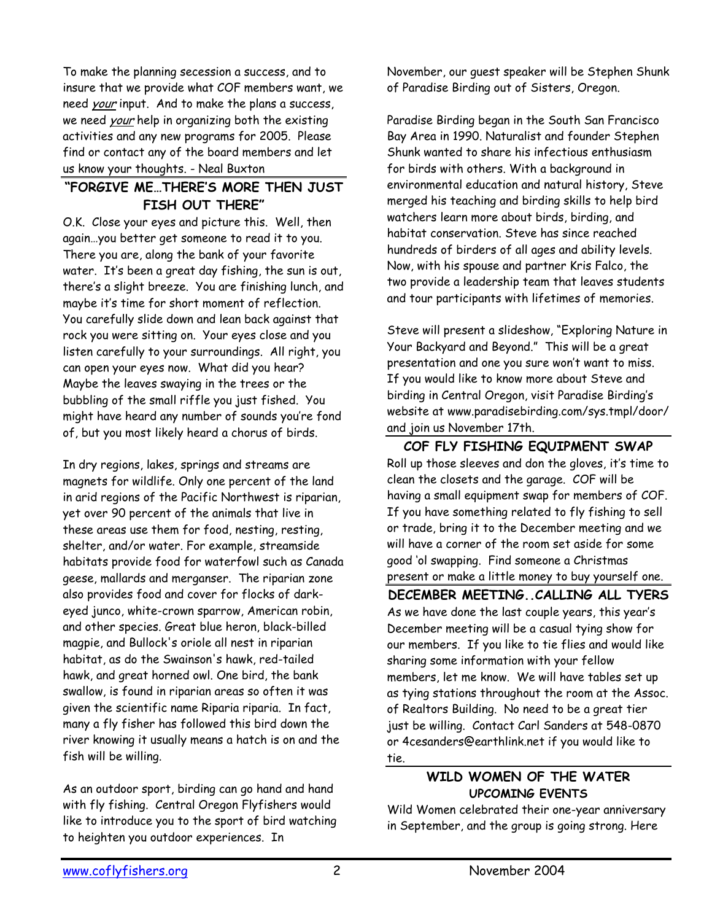To make the planning secession a success, and to insure that we provide what COF members want, we need *your* input. And to make the plans a success, we need *your* help in organizing both the existing activities and any new programs for 2005. Please find or contact any of the board members and let us know your thoughts. - Neal Buxton

## "FORGIVE ME…THERE'S MORE THEN JUST FISH OUT THERE"

O.K. Close your eyes and picture this. Well, then again…you better get someone to read it to you. There you are, along the bank of your favorite water. It's been a great day fishing, the sun is out, there's a slight breeze. You are finishing lunch, and maybe it's time for short moment of reflection. You carefully slide down and lean back against that rock you were sitting on. Your eyes close and you listen carefully to your surroundings. All right, you can open your eyes now. What did you hear? Maybe the leaves swaying in the trees or the bubbling of the small riffle you just fished. You might have heard any number of sounds you're fond of, but you most likely heard a chorus of birds.

In dry regions, lakes, springs and streams are magnets for wildlife. Only one percent of the land in arid regions of the Pacific Northwest is riparian, yet over 90 percent of the animals that live in these areas use them for food, nesting, resting, shelter, and/or water. For example, streamside habitats provide food for waterfowl such as Canada geese, mallards and merganser. The riparian zone also provides food and cover for flocks of dark-eyed junco, white-crown sparrow, American robin, and other species. Great blue heron, black-billed magpie, and Bullock's oriole all nest in riparian habitat, as do the Swainson's hawk, red-tailed hawk, and great horned owl. One bird, the bank swallow, is found in riparian areas so often it was given the scientific name Riparia riparia. In fact, many a fly fisher has followed this bird down the river knowing it usually means a hatch is on and the fish will be willing.

As an outdoor sport, birding can go hand and hand with fly fishing. Central Oregon Flyfishers would like to introduce you to the sport of bird watching to heighten you outdoor experiences. In November, our guest speaker will be Stephen Shunk of Paradise Birding out of Sisters, Oregon.

Paradise Birding began in the South San Francisco Bay Area in 1990. Naturalist and founder Stephen Shunk wanted to share his infectious enthusiasm for birds with others. With a background in environmental education and natural history, Steve merged his teaching and birding skills to help bird watchers learn more about birds, birding, and habitat conservation. Steve has since reached hundreds of birders of all ages and ability levels. Now, with his spouse and partner Kris Falco, the two provide a leadership team that leaves students and tour participants with lifetimes of memories.

Steve will present a slideshow, "Exploring Nature in Your Backyard and Beyond." This will be a great presentation and one you sure won't want to miss. If you would like to know more about Steve and birding in Central Oregon, visit Paradise Birding's website at www.paradisebirding.com/sys.tmpl/door/ and join us November 17th.

## COF FLY FISHING EQUIPMENT SWAP

Roll up those sleeves and don the gloves, it's time to clean the closets and the garage. COF will be having a small equipment swap for members of COF. If you have something related to fly fishing to sell or trade, bring it to the December meeting and we will have a corner of the room set aside for some good 'ol swapping. Find someone a Christmas present or make a little money to buy yourself one.

## DECEMBER MEETING..CALLING ALL TYERS

As we have done the last couple years, this year's December meeting will be a casual tying show for our members. If you like to tie flies and would like sharing some information with your fellow members, let me know. We will have tables set up as tying stations throughout the room at the Assoc. of Realtors Building. No need to be a great tier just be willing. Contact Carl Sanders at 548-0870 or 4cesanders@earthlink.net if you would like to tie.

## WILD WOMEN OF THE WATER UPCOMING EVENTS

Wild Women celebrated their one-year anniversary in September, and the group is going strong. Here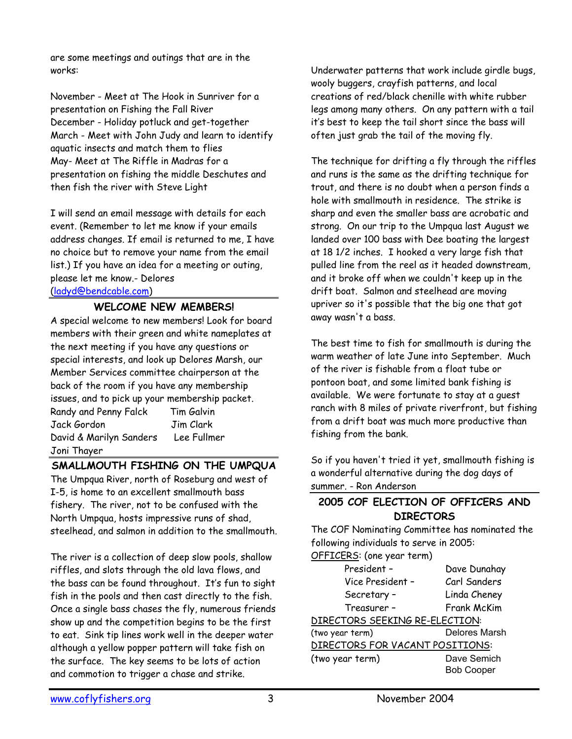are some meetings and outings that are in the works:

November - Meet at The Hook in Sunriver for a presentation on Fishing the Fall River
December - Holiday potluck and get-together
March - Meet with John Judy and learn to identify aquatic insects and match them to flies
May- Meet at The Riffle in Madras for a presentation on fishing the middle Deschutes and then fish the river with Steve Light

I will send an email message with details for each event. (Remember to let me know if your emails address changes. If email is returned to me, I have no choice but to remove your name from the email list.) If you have an idea for a meeting or outing, please let me know.- Delores (ladyd@bendcable.com)

## WELCOME NEW MEMBERS!

A special welcome to new members! Look for board members with their green and white nameplates at the next meeting if you have any questions or special interests, and look up Delores Marsh, our Member Services committee chairperson at the back of the room if you have any membership issues, and to pick up your membership packet.

| | |
|---|---|
| Randy and Penny Falck | Tim Galvin |
| Jack Gordon | Jim Clark |
| David & Marilyn Sanders | Lee Fullmer |
| Joni Thayer | |

## SMALLMOUTH FISHING ON THE UMPQUA

The Umpqua River, north of Roseburg and west of I-5, is home to an excellent smallmouth bass fishery. The river, not to be confused with the North Umpqua, hosts impressive runs of shad, steelhead, and salmon in addition to the smallmouth.

The river is a collection of deep slow pools, shallow riffles, and slots through the old lava flows, and the bass can be found throughout. It's fun to sight fish in the pools and then cast directly to the fish. Once a single bass chases the fly, numerous friends show up and the competition begins to be the first to eat. Sink tip lines work well in the deeper water although a yellow popper pattern will take fish on the surface. The key seems to be lots of action and commotion to trigger a chase and strike.

Underwater patterns that work include girdle bugs, wooly buggers, crayfish patterns, and local creations of red/black chenille with white rubber legs among many others. On any pattern with a tail it's best to keep the tail short since the bass will often just grab the tail of the moving fly.

The technique for drifting a fly through the riffles and runs is the same as the drifting technique for trout, and there is no doubt when a person finds a hole with smallmouth in residence. The strike is sharp and even the smaller bass are acrobatic and strong. On our trip to the Umpqua last August we landed over 100 bass with Dee boating the largest at 18 1/2 inches. I hooked a very large fish that pulled line from the reel as it headed downstream, and it broke off when we couldn't keep up in the drift boat. Salmon and steelhead are moving upriver so it's possible that the big one that got away wasn't a bass.

The best time to fish for smallmouth is during the warm weather of late June into September. Much of the river is fishable from a float tube or pontoon boat, and some limited bank fishing is available. We were fortunate to stay at a guest ranch with 8 miles of private riverfront, but fishing from a drift boat was much more productive than fishing from the bank.

So if you haven't tried it yet, smallmouth fishing is a wonderful alternative during the dog days of summer. - Ron Anderson

## 2005 COF ELECTION OF OFFICERS AND DIRECTORS

The COF Nominating Committee has nominated the following individuals to serve in 2005:

OFFICERS: (one year term)

| | |
|---|---|
| President – | Dave Dunahay |
| Vice President – | Carl Sanders |
| Secretary – | Linda Cheney |
| Treasurer – | Frank McKim |

DIRECTORS SEEKING RE-ELECTION:

(two year term) Delores Marsh

DIRECTORS FOR VACANT POSITIONS:

(two year term) Dave Semich
Bob Cooper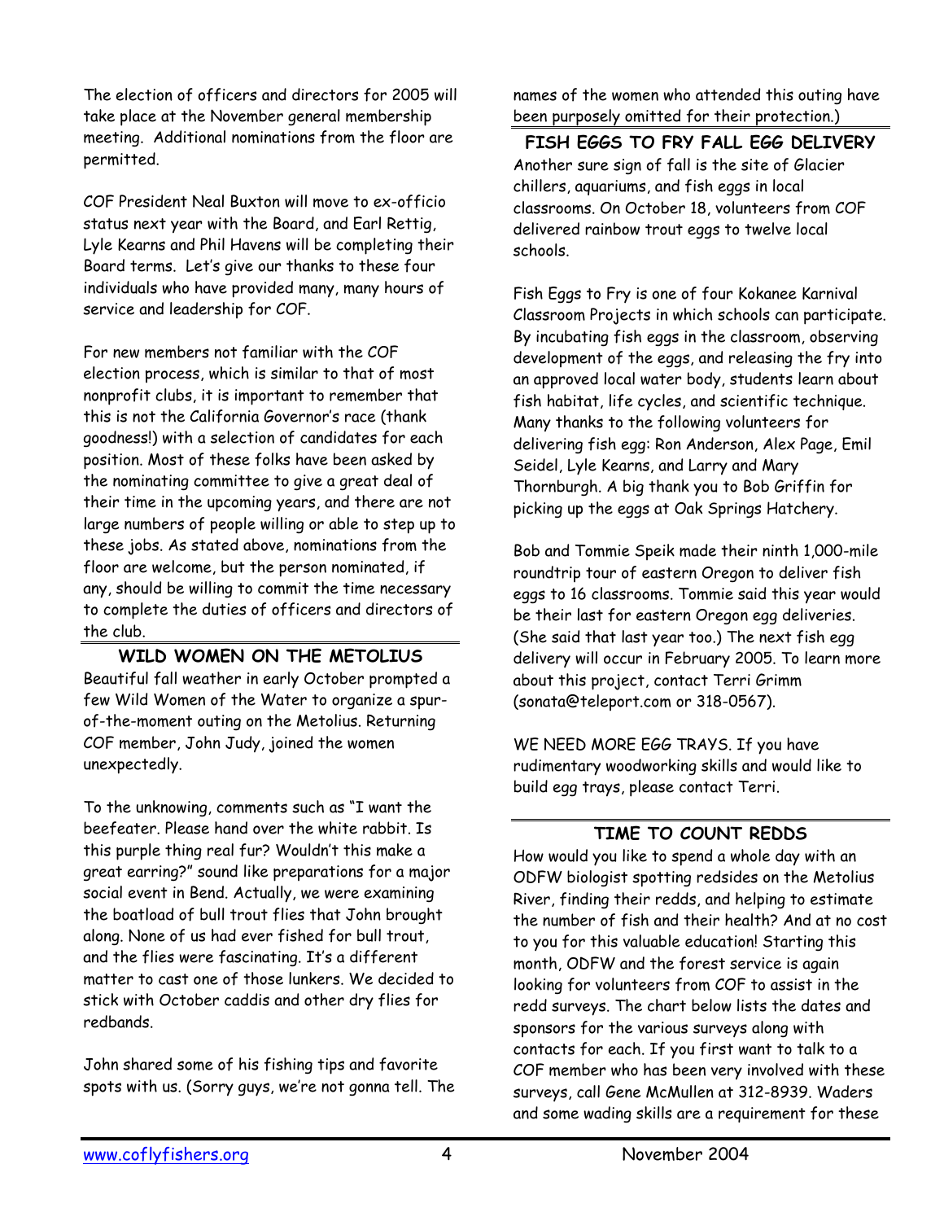The election of officers and directors for 2005 will take place at the November general membership meeting. Additional nominations from the floor are permitted.

COF President Neal Buxton will move to ex-officio status next year with the Board, and Earl Rettig, Lyle Kearns and Phil Havens will be completing their Board terms. Let's give our thanks to these four individuals who have provided many, many hours of service and leadership for COF.

For new members not familiar with the COF election process, which is similar to that of most nonprofit clubs, it is important to remember that this is not the California Governor's race (thank goodness!) with a selection of candidates for each position. Most of these folks have been asked by the nominating committee to give a great deal of their time in the upcoming years, and there are not large numbers of people willing or able to step up to these jobs. As stated above, nominations from the floor are welcome, but the person nominated, if any, should be willing to commit the time necessary to complete the duties of officers and directors of the club.

## WILD WOMEN ON THE METOLIUS

Beautiful fall weather in early October prompted a few Wild Women of the Water to organize a spur-of-the-moment outing on the Metolius. Returning COF member, John Judy, joined the women unexpectedly.

To the unknowing, comments such as "I want the beefeater. Please hand over the white rabbit. Is this purple thing real fur? Wouldn't this make a great earring?" sound like preparations for a major social event in Bend. Actually, we were examining the boatload of bull trout flies that John brought along. None of us had ever fished for bull trout, and the flies were fascinating. It's a different matter to cast one of those lunkers. We decided to stick with October caddis and other dry flies for redbands.

John shared some of his fishing tips and favorite spots with us. (Sorry guys, we're not gonna tell. The names of the women who attended this outing have been purposely omitted for their protection.)

## FISH EGGS TO FRY FALL EGG DELIVERY

Another sure sign of fall is the site of Glacier chillers, aquariums, and fish eggs in local classrooms. On October 18, volunteers from COF delivered rainbow trout eggs to twelve local schools.

Fish Eggs to Fry is one of four Kokanee Karnival Classroom Projects in which schools can participate. By incubating fish eggs in the classroom, observing development of the eggs, and releasing the fry into an approved local water body, students learn about fish habitat, life cycles, and scientific technique. Many thanks to the following volunteers for delivering fish egg: Ron Anderson, Alex Page, Emil Seidel, Lyle Kearns, and Larry and Mary Thornburgh. A big thank you to Bob Griffin for picking up the eggs at Oak Springs Hatchery.

Bob and Tommie Speik made their ninth 1,000-mile roundtrip tour of eastern Oregon to deliver fish eggs to 16 classrooms. Tommie said this year would be their last for eastern Oregon egg deliveries. (She said that last year too.) The next fish egg delivery will occur in February 2005. To learn more about this project, contact Terri Grimm (sonata@teleport.com or 318-0567).

WE NEED MORE EGG TRAYS. If you have rudimentary woodworking skills and would like to build egg trays, please contact Terri.

## TIME TO COUNT REDDS

How would you like to spend a whole day with an ODFW biologist spotting redsides on the Metolius River, finding their redds, and helping to estimate the number of fish and their health? And at no cost to you for this valuable education! Starting this month, ODFW and the forest service is again looking for volunteers from COF to assist in the redd surveys. The chart below lists the dates and sponsors for the various surveys along with contacts for each. If you first want to talk to a COF member who has been very involved with these surveys, call Gene McMullen at 312-8939. Waders and some wading skills are a requirement for these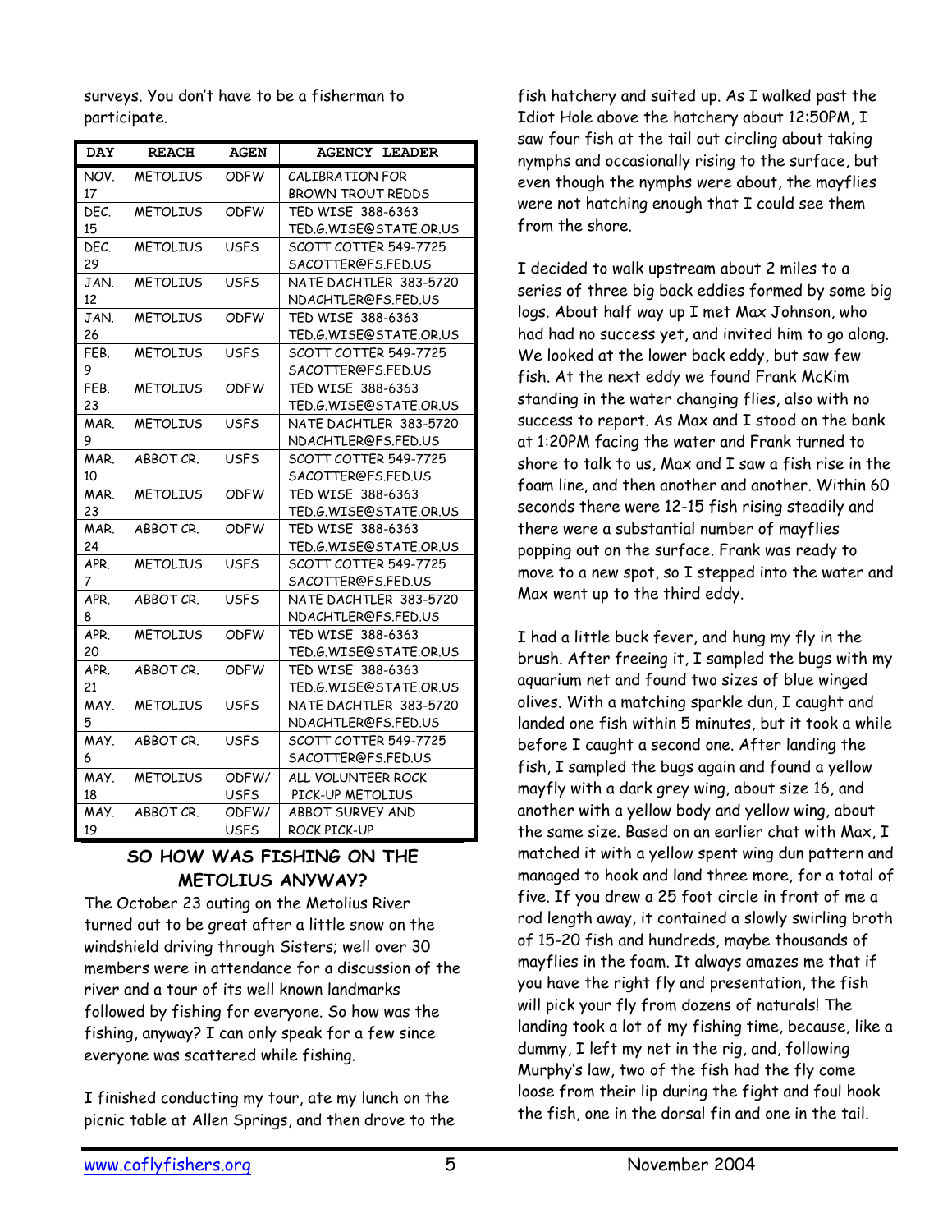surveys. You don't have to be a fisherman to participate.

| DAY | REACH | AGEN | AGENCY LEADER |
|---|---|---|---|
| NOV. 17 | METOLIUS | ODFW | CALIBRATION FOR BROWN TROUT REDDS |
| DEC. 15 | METOLIUS | ODFW | TED WISE 388-6363 TED.G.WISE@STATE.OR.US |
| DEC. 29 | METOLIUS | USFS | SCOTT COTTER 549-7725 SACOTTER@FS.FED.US |
| JAN. 12 | METOLIUS | USFS | NATE DACHTLER 383-5720 NDACHTLER@FS.FED.US |
| JAN. 26 | METOLIUS | ODFW | TED WISE 388-6363 TED.G.WISE@STATE.OR.US |
| FEB. 9 | METOLIUS | USFS | SCOTT COTTER 549-7725 SACOTTER@FS.FED.US |
| FEB. 23 | METOLIUS | ODFW | TED WISE 388-6363 TED.G.WISE@STATE.OR.US |
| MAR. 9 | METOLIUS | USFS | NATE DACHTLER 383-5720 NDACHTLER@FS.FED.US |
| MAR. 10 | ABBOT CR. | USFS | SCOTT COTTER 549-7725 SACOTTER@FS.FED.US |
| MAR. 23 | METOLIUS | ODFW | TED WISE 388-6363 TED.G.WISE@STATE.OR.US |
| MAR. 24 | ABBOT CR. | ODFW | TED WISE 388-6363 TED.G.WISE@STATE.OR.US |
| APR. 7 | METOLIUS | USFS | SCOTT COTTER 549-7725 SACOTTER@FS.FED.US |
| APR. 8 | ABBOT CR. | USFS | NATE DACHTLER 383-5720 NDACHTLER@FS.FED.US |
| APR. 20 | METOLIUS | ODFW | TED WISE 388-6363 TED.G.WISE@STATE.OR.US |
| APR. 21 | ABBOT CR. | ODFW | TED WISE 388-6363 TED.G.WISE@STATE.OR.US |
| MAY. 5 | METOLIUS | USFS | NATE DACHTLER 383-5720 NDACHTLER@FS.FED.US |
| MAY. 6 | ABBOT CR. | USFS | SCOTT COTTER 549-7725 SACOTTER@FS.FED.US |
| MAY. 18 | METOLIUS | ODFW/ USFS | ALL VOLUNTEER ROCK PICK-UP METOLIUS |
| MAY. 19 | ABBOT CR. | ODFW/ USFS | ABBOT SURVEY AND ROCK PICK-UP |

## SO HOW WAS FISHING ON THE METOLIUS ANYWAY?

The October 23 outing on the Metolius River turned out to be great after a little snow on the windshield driving through Sisters; well over 30 members were in attendance for a discussion of the river and a tour of its well known landmarks followed by fishing for everyone. So how was the fishing, anyway? I can only speak for a few since everyone was scattered while fishing.

I finished conducting my tour, ate my lunch on the picnic table at Allen Springs, and then drove to the fish hatchery and suited up. As I walked past the Idiot Hole above the hatchery about 12:50PM, I saw four fish at the tail out circling about taking nymphs and occasionally rising to the surface, but even though the nymphs were about, the mayflies were not hatching enough that I could see them from the shore.

I decided to walk upstream about 2 miles to a series of three big back eddies formed by some big logs. About half way up I met Max Johnson, who had had no success yet, and invited him to go along. We looked at the lower back eddy, but saw few fish. At the next eddy we found Frank McKim standing in the water changing flies, also with no success to report. As Max and I stood on the bank at 1:20PM facing the water and Frank turned to shore to talk to us, Max and I saw a fish rise in the foam line, and then another and another. Within 60 seconds there were 12-15 fish rising steadily and there were a substantial number of mayflies popping out on the surface. Frank was ready to move to a new spot, so I stepped into the water and Max went up to the third eddy.

I had a little buck fever, and hung my fly in the brush. After freeing it, I sampled the bugs with my aquarium net and found two sizes of blue winged olives. With a matching sparkle dun, I caught and landed one fish within 5 minutes, but it took a while before I caught a second one. After landing the fish, I sampled the bugs again and found a yellow mayfly with a dark grey wing, about size 16, and another with a yellow body and yellow wing, about the same size. Based on an earlier chat with Max, I matched it with a yellow spent wing dun pattern and managed to hook and land three more, for a total of five. If you drew a 25 foot circle in front of me a rod length away, it contained a slowly swirling broth of 15-20 fish and hundreds, maybe thousands of mayflies in the foam. It always amazes me that if you have the right fly and presentation, the fish will pick your fly from dozens of naturals! The landing took a lot of my fishing time, because, like a dummy, I left my net in the rig, and, following Murphy's law, two of the fish had the fly come loose from their lip during the fight and foul hook the fish, one in the dorsal fin and one in the tail.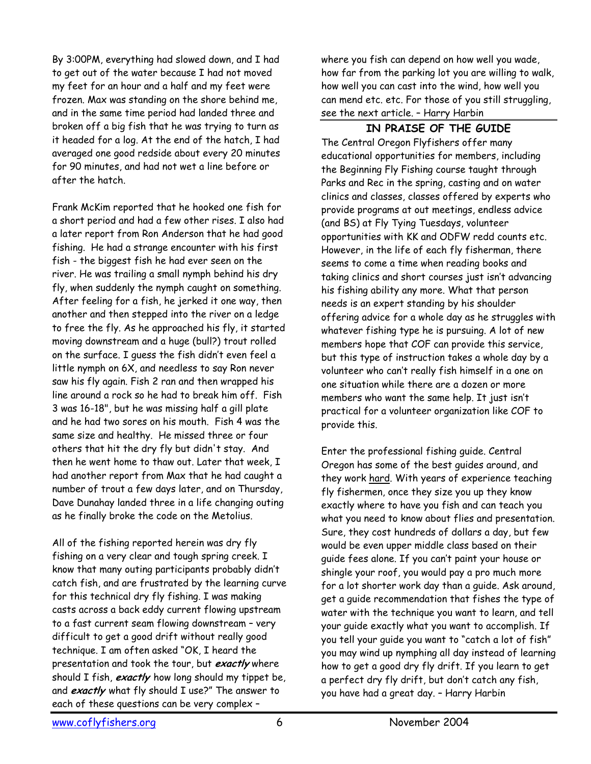By 3:00PM, everything had slowed down, and I had to get out of the water because I had not moved my feet for an hour and a half and my feet were frozen. Max was standing on the shore behind me, and in the same time period had landed three and broken off a big fish that he was trying to turn as it headed for a log. At the end of the hatch, I had averaged one good redside about every 20 minutes for 90 minutes, and had not wet a line before or after the hatch.

Frank McKim reported that he hooked one fish for a short period and had a few other rises. I also had a later report from Ron Anderson that he had good fishing. He had a strange encounter with his first fish - the biggest fish he had ever seen on the river. He was trailing a small nymph behind his dry fly, when suddenly the nymph caught on something. After feeling for a fish, he jerked it one way, then another and then stepped into the river on a ledge to free the fly. As he approached his fly, it started moving downstream and a huge (bull?) trout rolled on the surface. I guess the fish didn't even feel a little nymph on 6X, and needless to say Ron never saw his fly again. Fish 2 ran and then wrapped his line around a rock so he had to break him off. Fish 3 was 16-18", but he was missing half a gill plate and he had two sores on his mouth. Fish 4 was the same size and healthy. He missed three or four others that hit the dry fly but didn't stay. And then he went home to thaw out. Later that week, I had another report from Max that he had caught a number of trout a few days later, and on Thursday, Dave Dunahay landed three in a life changing outing as he finally broke the code on the Metolius.

All of the fishing reported herein was dry fly fishing on a very clear and tough spring creek. I know that many outing participants probably didn't catch fish, and are frustrated by the learning curve for this technical dry fly fishing. I was making casts across a back eddy current flowing upstream to a fast current seam flowing downstream – very difficult to get a good drift without really good technique. I am often asked "OK, I heard the presentation and took the tour, but ***exactly*** where should I fish, ***exactly*** how long should my tippet be, and ***exactly*** what fly should I use?" The answer to each of these questions can be very complex – where you fish can depend on how well you wade, how far from the parking lot you are willing to walk, how well you can cast into the wind, how well you can mend etc. etc. For those of you still struggling, see the next article. – Harry Harbin

## IN PRAISE OF THE GUIDE

The Central Oregon Flyfishers offer many educational opportunities for members, including the Beginning Fly Fishing course taught through Parks and Rec in the spring, casting and on water clinics and classes, classes offered by experts who provide programs at out meetings, endless advice (and BS) at Fly Tying Tuesdays, volunteer opportunities with KK and ODFW redd counts etc. However, in the life of each fly fisherman, there seems to come a time when reading books and taking clinics and short courses just isn't advancing his fishing ability any more. What that person needs is an expert standing by his shoulder offering advice for a whole day as he struggles with whatever fishing type he is pursuing. A lot of new members hope that COF can provide this service, but this type of instruction takes a whole day by a volunteer who can't really fish himself in a one on one situation while there are a dozen or more members who want the same help. It just isn't practical for a volunteer organization like COF to provide this.

Enter the professional fishing guide. Central Oregon has some of the best guides around, and they work hard. With years of experience teaching fly fishermen, once they size you up they know exactly where to have you fish and can teach you what you need to know about flies and presentation. Sure, they cost hundreds of dollars a day, but few would be even upper middle class based on their guide fees alone. If you can't paint your house or shingle your roof, you would pay a pro much more for a lot shorter work day than a guide. Ask around, get a guide recommendation that fishes the type of water with the technique you want to learn, and tell your guide exactly what you want to accomplish. If you tell your guide you want to "catch a lot of fish" you may wind up nymphing all day instead of learning how to get a good dry fly drift. If you learn to get a perfect dry fly drift, but don't catch any fish, you have had a great day. – Harry Harbin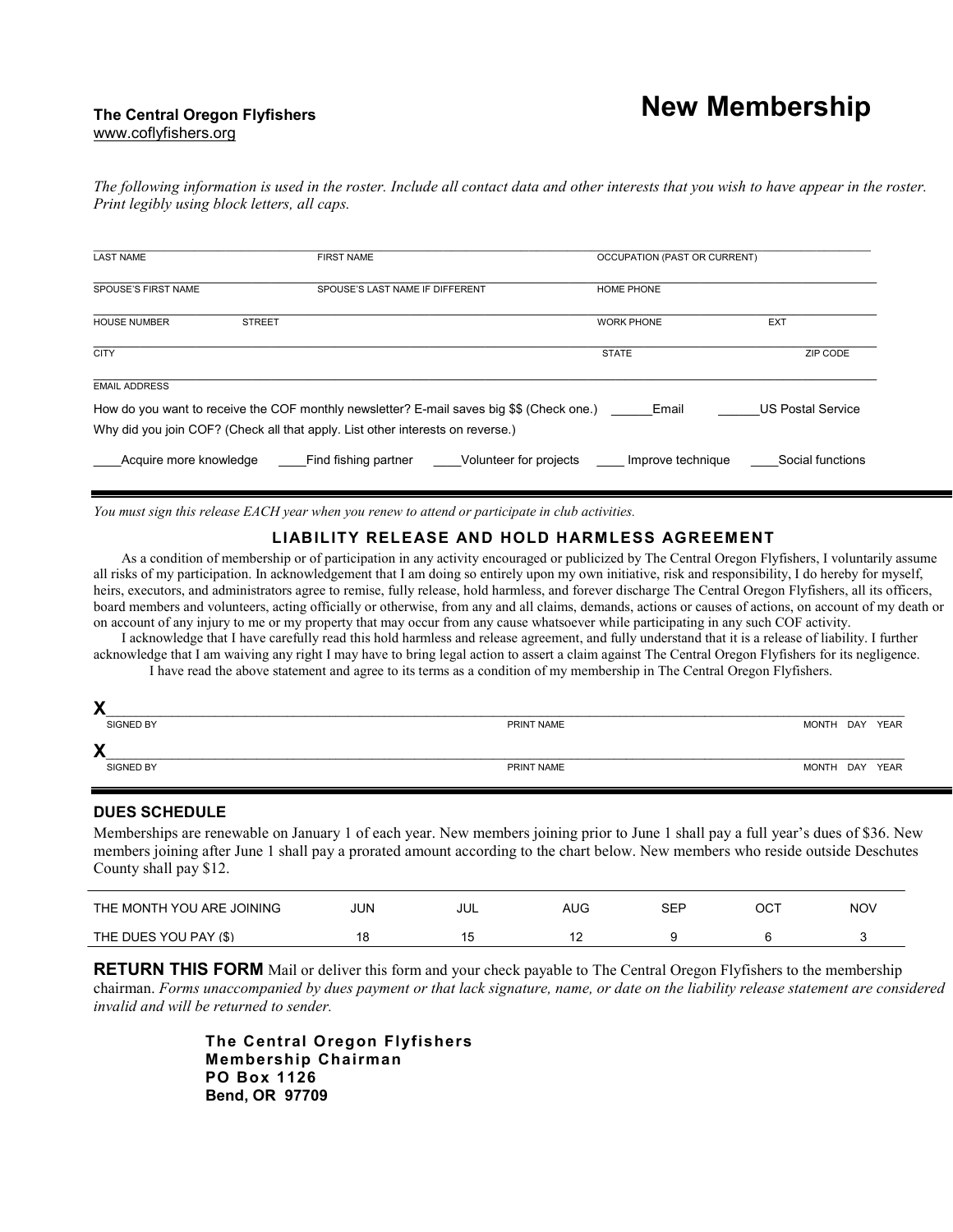**The Central Oregon Flyfishers**
www.coflyfishers.org

# New Membership

*The following information is used in the roster. Include all contact data and other interests that you wish to have appear in the roster. Print legibly using block letters, all caps.*

| LAST NAME | FIRST NAME | OCCUPATION (PAST OR CURRENT) | |
|---|---|---|---|
| SPOUSE'S FIRST NAME | SPOUSE'S LAST NAME IF DIFFERENT | HOME PHONE | |
| HOUSE NUMBER / STREET | | WORK PHONE | EXT |
| CITY | | STATE | ZIP CODE |
| EMAIL ADDRESS | | | |

How do you want to receive the COF monthly newsletter? E-mail saves big $$ (Check one.) ______Email ______US Postal Service

Why did you join COF? (Check all that apply. List other interests on reverse.)

____Acquire more knowledge ____Find fishing partner ____Volunteer for projects ____ Improve technique ____Social functions

*You must sign this release EACH year when you renew to attend or participate in club activities.*

## LIABILITY RELEASE AND HOLD HARMLESS AGREEMENT

As a condition of membership or of participation in any activity encouraged or publicized by The Central Oregon Flyfishers, I voluntarily assume all risks of my participation. In acknowledgement that I am doing so entirely upon my own initiative, risk and responsibility, I do hereby for myself, heirs, executors, and administrators agree to remise, fully release, hold harmless, and forever discharge The Central Oregon Flyfishers, all its officers, board members and volunteers, acting officially or otherwise, from any and all claims, demands, actions or causes of actions, on account of my death or on account of any injury to me or my property that may occur from any cause whatsoever while participating in any such COF activity.

I acknowledge that I have carefully read this hold harmless and release agreement, and fully understand that it is a release of liability. I further acknowledge that I am waiving any right I may have to bring legal action to assert a claim against The Central Oregon Flyfishers for its negligence.

I have read the above statement and agree to its terms as a condition of my membership in The Central Oregon Flyfishers.

X________________________________________________
SIGNED BY PRINT NAME MONTH DAY YEAR

X________________________________________________
SIGNED BY PRINT NAME MONTH DAY YEAR

### DUES SCHEDULE

Memberships are renewable on January 1 of each year. New members joining prior to June 1 shall pay a full year's dues of $36. New members joining after June 1 shall pay a prorated amount according to the chart below. New members who reside outside Deschutes County shall pay $12.

| THE MONTH YOU ARE JOINING | JUN | JUL | AUG | SEP | OCT | NOV |
|---|---|---|---|---|---|---|
| THE DUES YOU PAY ($) | 18 | 15 | 12 | 9 | 6 | 3 |

**RETURN THIS FORM** Mail or deliver this form and your check payable to The Central Oregon Flyfishers to the membership chairman. *Forms unaccompanied by dues payment or that lack signature, name, or date on the liability release statement are considered invalid and will be returned to sender.*

**The Central Oregon Flyfishers**
**Membership Chairman**
**PO Box 1126**
**Bend, OR 97709**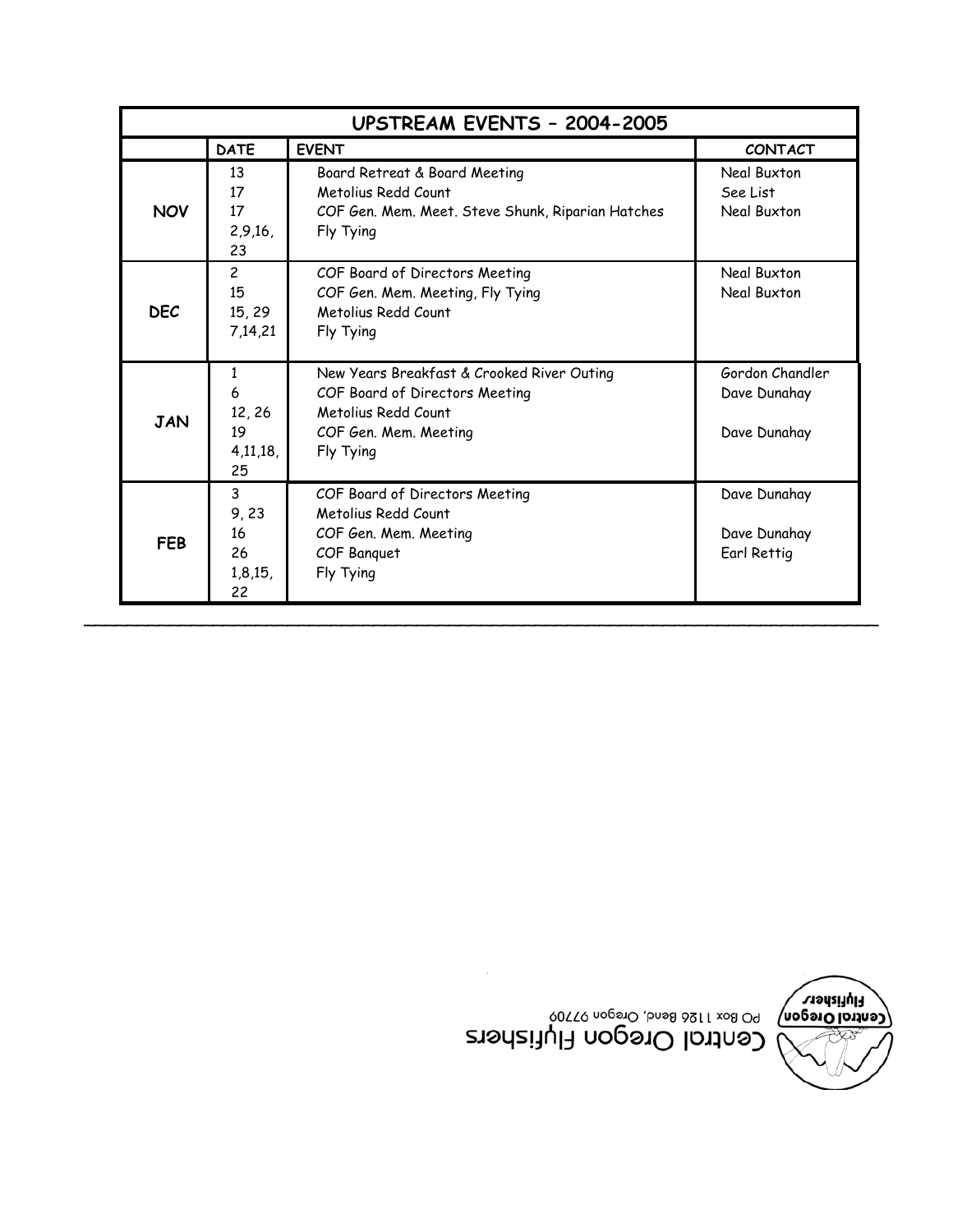| UPSTREAM EVENTS – 2004-2005 | | | |
|---|---|---|---|
| | **DATE** | **EVENT** | **CONTACT** |
| **NOV** | 13 | Board Retreat & Board Meeting | Neal Buxton |
| | 17 | Metolius Redd Count | See List |
| | 17 | COF Gen. Mem. Meet. Steve Shunk, Riparian Hatches | Neal Buxton |
| | 2,9,16, 23 | Fly Tying | |
| **DEC** | 2 | COF Board of Directors Meeting | Neal Buxton |
| | 15 | COF Gen. Mem. Meeting, Fly Tying | Neal Buxton |
| | 15, 29 | Metolius Redd Count | |
| | 7,14,21 | Fly Tying | |
| **JAN** | 1 | New Years Breakfast & Crooked River Outing | Gordon Chandler |
| | 6 | COF Board of Directors Meeting | Dave Dunahay |
| | 12, 26 | Metolius Redd Count | |
| | 19 | COF Gen. Mem. Meeting | Dave Dunahay |
| | 4,11,18, 25 | Fly Tying | |
| **FEB** | 3 | COF Board of Directors Meeting | Dave Dunahay |
| | 9, 23 | Metolius Redd Count | |
| | 16 | COF Gen. Mem. Meeting | Dave Dunahay |
| | 26 | COF Banquet | Earl Rettig |
| | 1,8,15, 22 | Fly Tying | |

Central Oregon Flyfishers
PO Box 1126 Bend, Oregon 97709